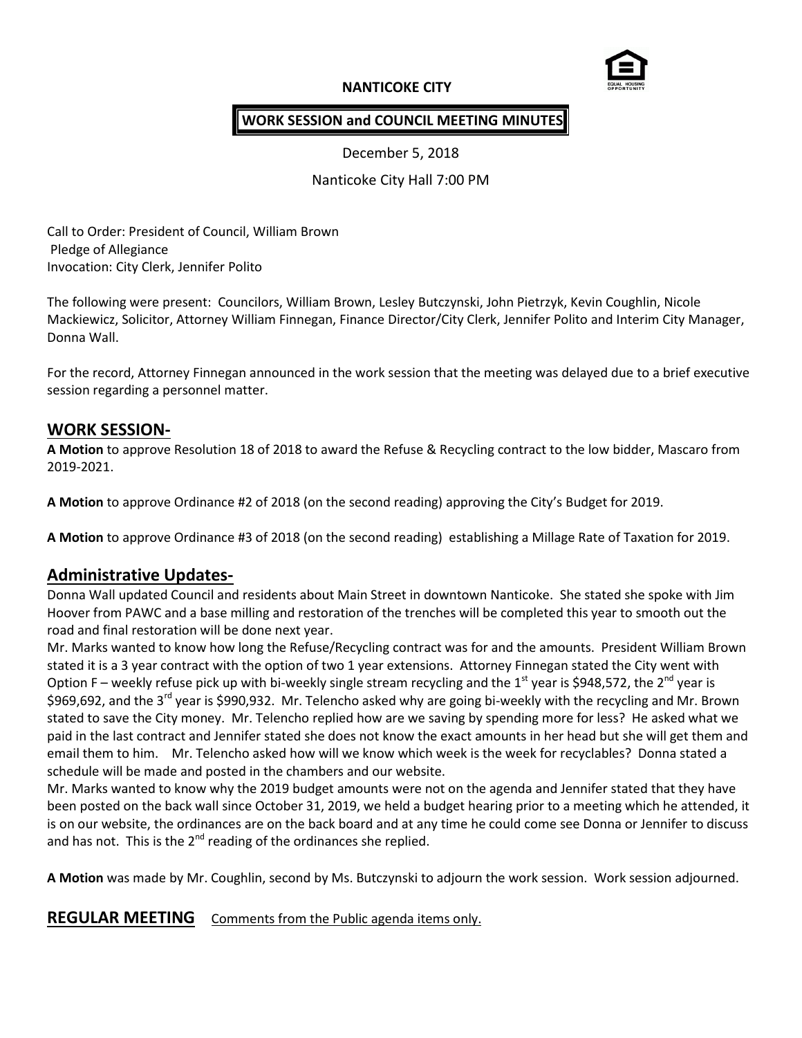**NANTICOKE CITY**

**WORK SESSION and COUNCIL MEETING MINUTES**

December 5, 2018

Nanticoke City Hall 7:00 PM

Call to Order: President of Council, William Brown
Pledge of Allegiance
Invocation: City Clerk, Jennifer Polito

The following were present: Councilors, William Brown, Lesley Butczynski, John Pietrzyk, Kevin Coughlin, Nicole Mackiewicz, Solicitor, Attorney William Finnegan, Finance Director/City Clerk, Jennifer Polito and Interim City Manager, Donna Wall.

For the record, Attorney Finnegan announced in the work session that the meeting was delayed due to a brief executive session regarding a personnel matter.

## WORK SESSION-

**A Motion** to approve Resolution 18 of 2018 to award the Refuse & Recycling contract to the low bidder, Mascaro from 2019-2021.

**A Motion** to approve Ordinance #2 of 2018 (on the second reading) approving the City's Budget for 2019.

**A Motion** to approve Ordinance #3 of 2018 (on the second reading) establishing a Millage Rate of Taxation for 2019.

## Administrative Updates-

Donna Wall updated Council and residents about Main Street in downtown Nanticoke. She stated she spoke with Jim Hoover from PAWC and a base milling and restoration of the trenches will be completed this year to smooth out the road and final restoration will be done next year.

Mr. Marks wanted to know how long the Refuse/Recycling contract was for and the amounts. President William Brown stated it is a 3 year contract with the option of two 1 year extensions. Attorney Finnegan stated the City went with Option F – weekly refuse pick up with bi-weekly single stream recycling and the 1st year is $948,572, the 2nd year is $969,692, and the 3rd year is $990,932. Mr. Telencho asked why are going bi-weekly with the recycling and Mr. Brown stated to save the City money. Mr. Telencho replied how are we saving by spending more for less? He asked what we paid in the last contract and Jennifer stated she does not know the exact amounts in her head but she will get them and email them to him. Mr. Telencho asked how will we know which week is the week for recyclables? Donna stated a schedule will be made and posted in the chambers and our website.

Mr. Marks wanted to know why the 2019 budget amounts were not on the agenda and Jennifer stated that they have been posted on the back wall since October 31, 2019, we held a budget hearing prior to a meeting which he attended, it is on our website, the ordinances are on the back board and at any time he could come see Donna or Jennifer to discuss and has not. This is the 2nd reading of the ordinances she replied.

**A Motion** was made by Mr. Coughlin, second by Ms. Butczynski to adjourn the work session. Work session adjourned.

## REGULAR MEETING <u>Comments from the Public agenda items only.</u>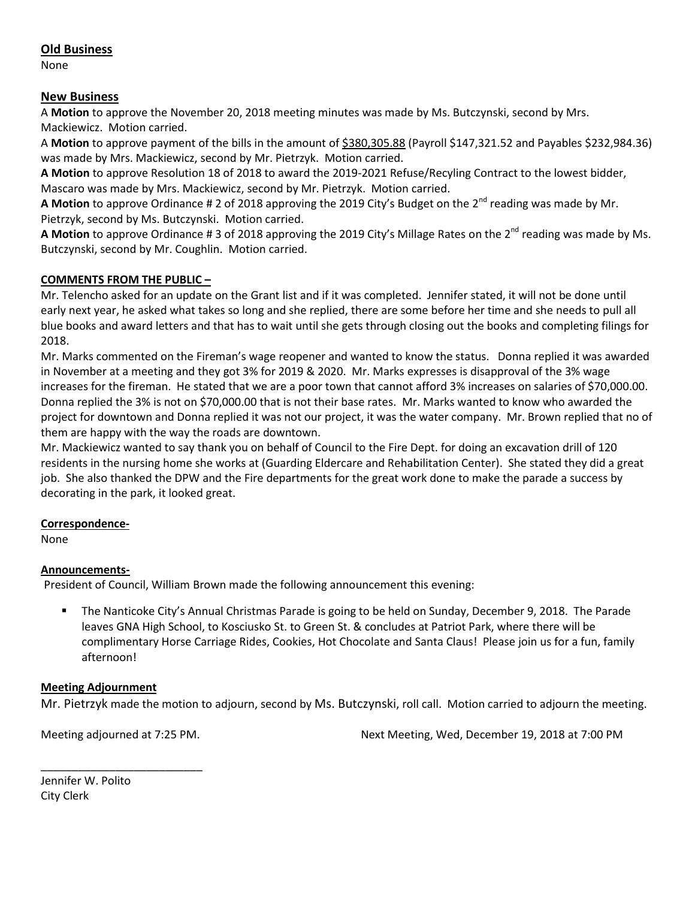**Old Business**

None

**New Business**

A **Motion** to approve the November 20, 2018 meeting minutes was made by Ms. Butczynski, second by Mrs. Mackiewicz. Motion carried.

A **Motion** to approve payment of the bills in the amount of $380,305.88 (Payroll $147,321.52 and Payables $232,984.36) was made by Mrs. Mackiewicz, second by Mr. Pietrzyk. Motion carried.

**A Motion** to approve Resolution 18 of 2018 to award the 2019-2021 Refuse/Recyling Contract to the lowest bidder, Mascaro was made by Mrs. Mackiewicz, second by Mr. Pietrzyk. Motion carried.

**A Motion** to approve Ordinance # 2 of 2018 approving the 2019 City's Budget on the 2nd reading was made by Mr. Pietrzyk, second by Ms. Butczynski. Motion carried.

**A Motion** to approve Ordinance # 3 of 2018 approving the 2019 City's Millage Rates on the 2nd reading was made by Ms. Butczynski, second by Mr. Coughlin. Motion carried.

**COMMENTS FROM THE PUBLIC –**

Mr. Telencho asked for an update on the Grant list and if it was completed. Jennifer stated, it will not be done until early next year, he asked what takes so long and she replied, there are some before her time and she needs to pull all blue books and award letters and that has to wait until she gets through closing out the books and completing filings for 2018.

Mr. Marks commented on the Fireman's wage reopener and wanted to know the status. Donna replied it was awarded in November at a meeting and they got 3% for 2019 & 2020. Mr. Marks expresses is disapproval of the 3% wage increases for the fireman. He stated that we are a poor town that cannot afford 3% increases on salaries of $70,000.00. Donna replied the 3% is not on $70,000.00 that is not their base rates. Mr. Marks wanted to know who awarded the project for downtown and Donna replied it was not our project, it was the water company. Mr. Brown replied that no of them are happy with the way the roads are downtown.

Mr. Mackiewicz wanted to say thank you on behalf of Council to the Fire Dept. for doing an excavation drill of 120 residents in the nursing home she works at (Guarding Eldercare and Rehabilitation Center). She stated they did a great job. She also thanked the DPW and the Fire departments for the great work done to make the parade a success by decorating in the park, it looked great.

**Correspondence-**

None

**Announcements-**

President of Council, William Brown made the following announcement this evening:

- The Nanticoke City's Annual Christmas Parade is going to be held on Sunday, December 9, 2018. The Parade leaves GNA High School, to Kosciusko St. to Green St. & concludes at Patriot Park, where there will be complimentary Horse Carriage Rides, Cookies, Hot Chocolate and Santa Claus! Please join us for a fun, family afternoon!

**Meeting Adjournment**

Mr. Pietrzyk made the motion to adjourn, second by Ms. Butczynski, roll call. Motion carried to adjourn the meeting.

Meeting adjourned at 7:25 PM. Next Meeting, Wed, December 19, 2018 at 7:00 PM

\_\_\_\_\_\_\_\_\_\_\_\_\_\_\_\_\_\_\_\_\_\_\_\_\_\_

Jennifer W. Polito

City Clerk